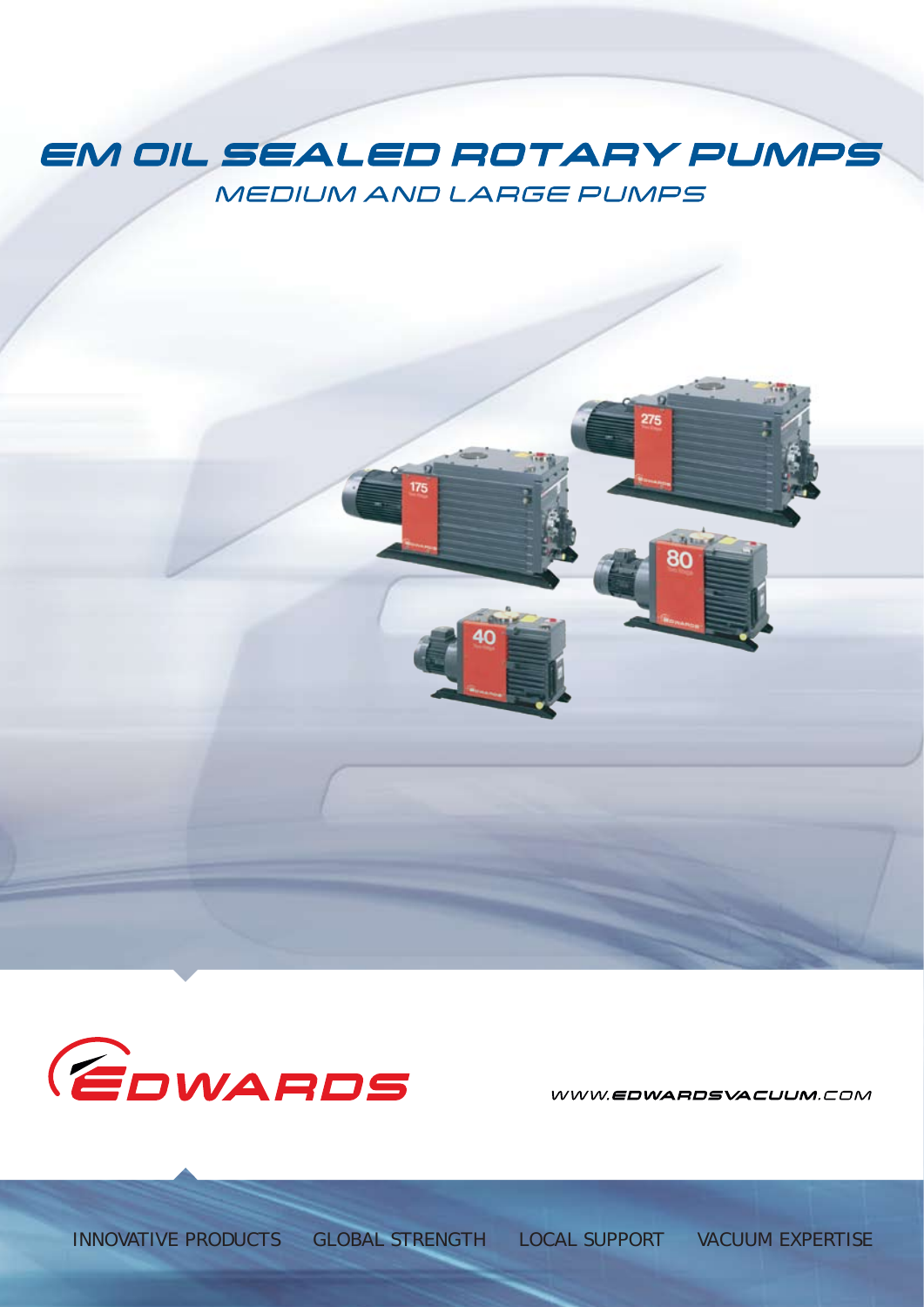# EM OIL SEALED ROTARY PUMPS

## MEDIUM AND LARGE PUMPS

EDWARDS

WWW.EDWARDSVACUUM.COM

INNOVATIVE PRODUCTS GLOBAL STRENGTH LOCAL SUPPORT VACUUM EXPERTISE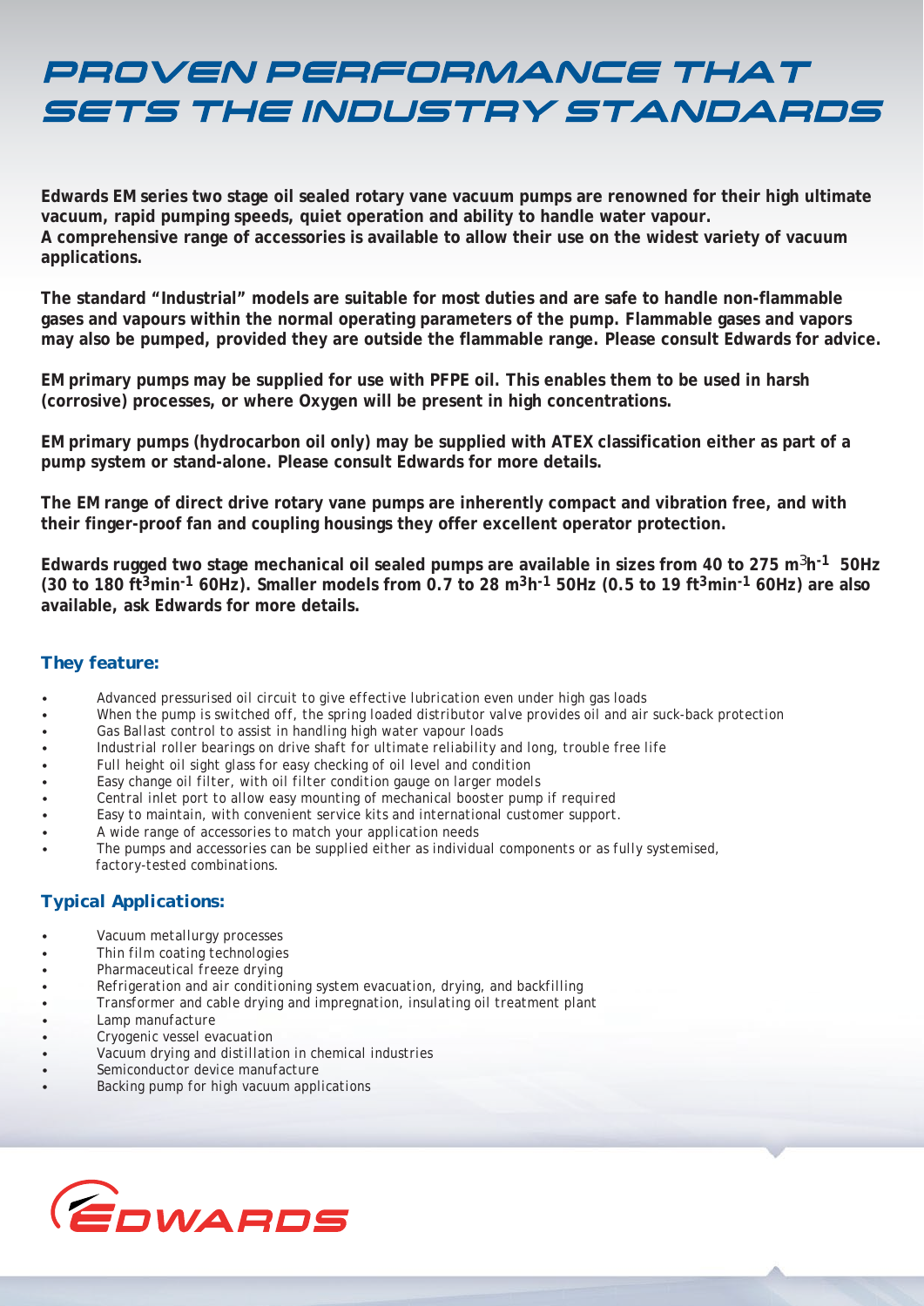# PROVEN PERFORMANCE THAT SETS THE INDUSTRY STANDARDS

**Edwards EM series two stage oil sealed rotary vane vacuum pumps are renowned for their high ultimate vacuum, rapid pumping speeds, quiet operation and ability to handle water vapour. A comprehensive range of accessories is available to allow their use on the widest variety of vacuum applications.**

**The standard "Industrial" models are suitable for most duties and are safe to handle non-flammable gases and vapours within the normal operating parameters of the pump. Flammable gases and vapors may also be pumped, provided they are outside the flammable range. Please consult Edwards for advice.**

**EM primary pumps may be supplied for use with PFPE oil. This enables them to be used in harsh (corrosive) processes, or where Oxygen will be present in high concentrations.**

**EM primary pumps (hydrocarbon oil only) may be supplied with ATEX classification either as part of a pump system or stand-alone. Please consult Edwards for more details.**

**The EM range of direct drive rotary vane pumps are inherently compact and vibration free, and with their finger-proof fan and coupling housings they offer excellent operator protection.**

**Edwards rugged two stage mechanical oil sealed pumps are available in sizes from 40 to 275 $m^3h^{-1}$ 50Hz (30 to 180 $ft^3min^{-1}$ 60Hz). Smaller models from 0.7 to 28 $m^3h^{-1}$ 50Hz (0.5 to 19 $ft^3min^{-1}$ 60Hz) are also available, ask Edwards for more details.**

### They feature:

- Advanced pressurised oil circuit to give effective lubrication even under high gas loads
- When the pump is switched off, the spring loaded distributor valve provides oil and air suck-back protection
- Gas Ballast control to assist in handling high water vapour loads
- Industrial roller bearings on drive shaft for ultimate reliability and long, trouble free life
- Full height oil sight glass for easy checking of oil level and condition
- Easy change oil filter, with oil filter condition gauge on larger models
- Central inlet port to allow easy mounting of mechanical booster pump if required
- Easy to maintain, with convenient service kits and international customer support.
- A wide range of accessories to match your application needs
- The pumps and accessories can be supplied either as individual components or as fully systemised, factory-tested combinations.

### Typical Applications:

- Vacuum metallurgy processes
- Thin film coating technologies
- Pharmaceutical freeze drying
- Refrigeration and air conditioning system evacuation, drying, and backfilling
- Transformer and cable drying and impregnation, insulating oil treatment plant
- Lamp manufacture
- Cryogenic vessel evacuation
- Vacuum drying and distillation in chemical industries
- Semiconductor device manufacture
- Backing pump for high vacuum applications

EDWARDS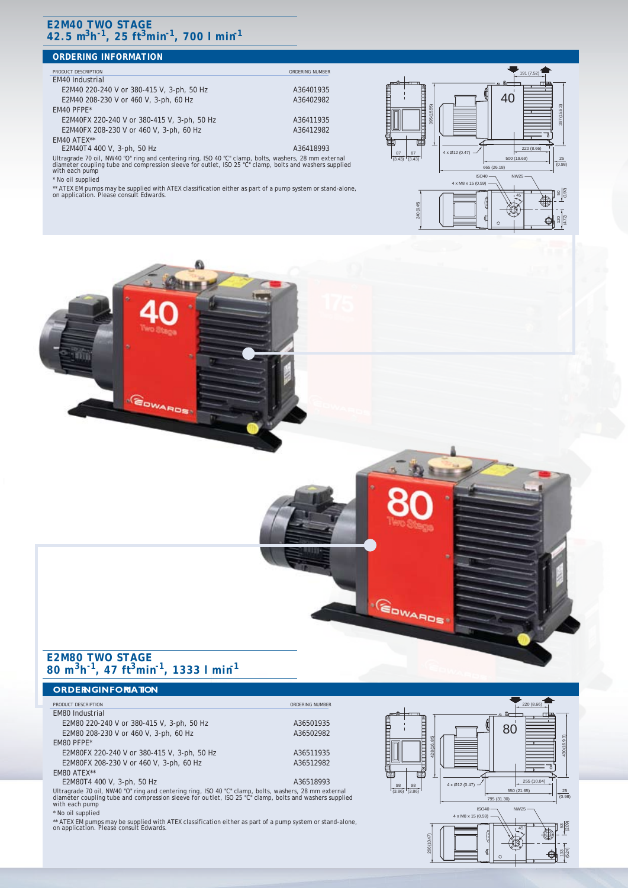## E2M40 TWO STAGE
## $42.5\ m^3h^{-1}$, $25\ ft^3min^{-1}$, $700\ l\ min^{-1}$

### ORDERING INFORMATION

| PRODUCT DESCRIPTION | ORDERING NUMBER |
|---|---|
| EM40 Industrial | |
| E2M40 220-240 V or 380-415 V, 3-ph, 50 Hz | A36401935 |
| E2M40 208-230 V or 460 V, 3-ph, 60 Hz | A36402982 |
| EM40 PFPE* | |
| E2M40FX 220-240 V or 380-415 V, 3-ph, 50 Hz | A36411935 |
| E2M40FX 208-230 V or 460 V, 3-ph, 60 Hz | A36412982 |
| EM40 ATEX** | |
| E2M40T4 400 V, 3-ph, 50 Hz | A36418993 |

Ultragrade 70 oil, NW40 "O" ring and centering ring, ISO 40 "C" clamp, bolts, washers, 28 mm external diameter coupling tube and compression sleeve for outlet, ISO 25 "C" clamp, bolts and washers supplied with each pump

* No oil supplied

** ATEX EM pumps may be supplied with ATEX classification either as part of a pump system or stand-alone, on application. Please consult Edwards.

## E2M80 TWO STAGE
## $80\ m^3h^{-1}$, $47\ ft^3min^{-1}$, $1333\ l\ min^{-1}$

### ORDERING INFORMATION

| PRODUCT DESCRIPTION | ORDERING NUMBER |
|---|---|
| EM80 Industrial | |
| E2M80 220-240 V or 380-415 V, 3-ph, 50 Hz | A36501935 |
| E2M80 208-230 V or 460 V, 3-ph, 60 Hz | A36502982 |
| EM80 PFPE* | |
| E2M80FX 220-240 V or 380-415 V, 3-ph, 50 Hz | A36511935 |
| E2M80FX 208-230 V or 460 V, 3-ph, 60 Hz | A36512982 |
| EM80 ATEX** | |
| E2M80T4 400 V, 3-ph, 50 Hz | A36518993 |

Ultragrade 70 oil, NW40 "O" ring and centering ring, ISO 40 "C" clamp, bolts, washers, 28 mm external diameter coupling tube and compression sleeve for outlet, ISO 25 "C" clamp, bolts and washers supplied with each pump

* No oil supplied

** ATEX EM pumps may be supplied with ATEX classification either as part of a pump system or stand-alone, on application. Please consult Edwards.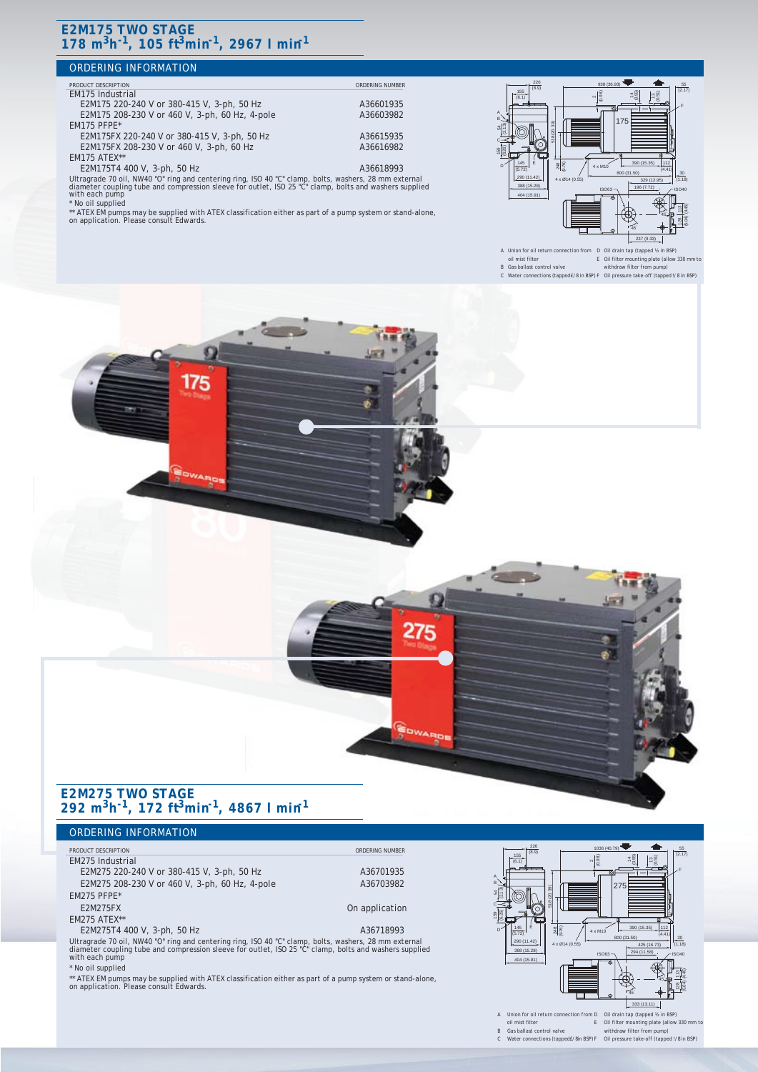## E2M175 TWO STAGE

## 178 $m^3h^{-1}$, 105 $ft^3min^{-1}$, 2967 $l\ min^{-1}$

### ORDERING INFORMATION

| PRODUCT DESCRIPTION | ORDERING NUMBER |
|---|---|
| EM175 Industrial | |
| E2M175 220-240 V or 380-415 V, 3-ph, 50 Hz | A36601935 |
| E2M175 208-230 V or 460 V, 3-ph, 60 Hz, 4-pole | A36603982 |
| EM175 PFPE* | |
| E2M175FX 220-240 V or 380-415 V, 3-ph, 50 Hz | A36615935 |
| E2M175FX 208-230 V or 460 V, 3-ph, 60 Hz | A36616982 |
| EM175 ATEX** | |
| E2M175T4 400 V, 3-ph, 50 Hz | A36618993 |

Ultragrade 70 oil, NW40 "O" ring and centering ring, ISO 40 "C" clamp, bolts, washers, 28 mm external diameter coupling tube and compression sleeve for outlet, ISO 25 "C" clamp, bolts and washers supplied with each pump

\* No oil supplied

\*\* ATEX EM pumps may be supplied with ATEX classification either as part of a pump system or stand-alone, on application. Please consult Edwards.

A Union for oil return connection from oil mist filter
B Gas ballast control valve
C Water connections (tapped 3/8 in BSP)
D Oil drain tap (tapped ½ in BSP)
E Oil filter mounting plate (allow 330 mm to withdraw filter from pump)
F Oil pressure take-off (tapped 1/8 in BSP)

## E2M275 TWO STAGE

## 292 $m^3h^{-1}$, 172 $ft^3min^{-1}$, 4867 $l\ min^{-1}$

### ORDERING INFORMATION

| PRODUCT DESCRIPTION | ORDERING NUMBER |
|---|---|
| EM275 Industrial | |
| E2M275 220-240 V or 380-415 V, 3-ph, 50 Hz | A36701935 |
| E2M275 208-230 V or 460 V, 3-ph, 60 Hz, 4-pole | A36703982 |
| EM275 PFPE* | |
| E2M275FX | On application |
| EM275 ATEX** | |
| E2M275T4 400 V, 3-ph, 50 Hz | A36718993 |

Ultragrade 70 oil, NW40 "O" ring and centering ring, ISO 40 "C" clamp, bolts, washers, 28 mm external diameter coupling tube and compression sleeve for outlet, ISO 25 "C" clamp, bolts and washers supplied with each pump

\* No oil supplied

\*\* ATEX EM pumps may be supplied with ATEX classification either as part of a pump system or stand-alone, on application. Please consult Edwards.

A Union for oil return connection from oil mist filter
B Gas ballast control valve
C Water connections (tapped 3/8 in BSP)
D Oil drain tap (tapped ½ in BSP)
E Oil filter mounting plate (allow 330 mm to withdraw filter from pump)
F Oil pressure take-off (tapped 1/8 in BSP)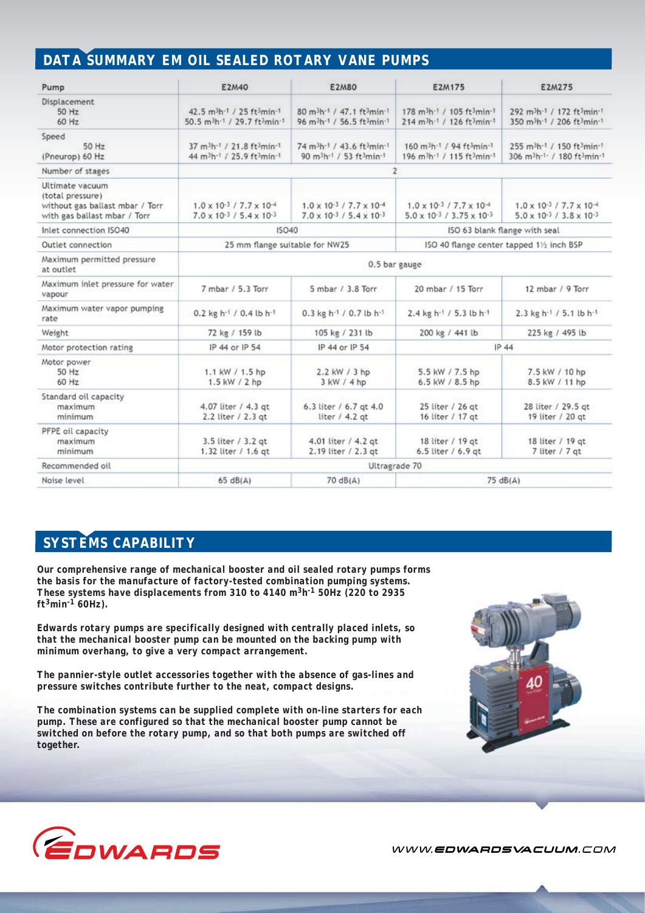## DATA SUMMARY EM OIL SEALED ROTARY VANE PUMPS

| Pump | E2M40 | E2M80 | E2M175 | E2M275 |
|---|---|---|---|---|
| Displacement<br>50 Hz<br>60 Hz | 42.5 $m^3h^{-1}$ / 25 $ft^3min^{-1}$<br>50.5 $m^3h^{-1}$ / 29.7 $ft^3min^{-1}$ | 80 $m^3h^{-1}$ / 47.1 $ft^3min^{-1}$<br>96 $m^3h^{-1}$ / 56.5 $ft^3min^{-1}$ | 178 $m^3h^{-1}$ / 105 $ft^3min^{-1}$<br>214 $m^3h^{-1}$ / 126 $ft^3min^{-1}$ | 292 $m^3h^{-1}$ / 172 $ft^3min^{-1}$<br>350 $m^3h^{-1}$ / 206 $ft^3min^{-1}$ |
| Speed<br>50 Hz<br>(Pneurop) 60 Hz | 37 $m^3h^{-1}$ / 21.8 $ft^3min^{-1}$<br>44 $m^3h^{-1}$ / 25.9 $ft^3min^{-1}$ | 74 $m^3h^{-1}$ / 43.6 $ft^3min^{-1}$<br>90 $m^3h^{-1}$ / 53 $ft^3min^{-1}$ | 160 $m^3h^{-1}$ / 94 $ft^3min^{-1}$<br>196 $m^3h^{-1}$ / 115 $ft^3min^{-1}$ | 255 $m^3h^{-1}$ / 150 $ft^3min^{-1}$<br>306 $m^3h^{-1}$ / 180 $ft^3min^{-1}$ |
| Number of stages | 2 | | | |
| Ultimate vacuum (total pressure)<br>without gas ballast mbar / Torr<br>with gas ballast mbar / Torr | $1.0 \times 10^{-3}$ / $7.7 \times 10^{-4}$<br>$7.0 \times 10^{-3}$ / $5.4 \times 10^{-3}$ | $1.0 \times 10^{-3}$ / $7.7 \times 10^{-4}$<br>$7.0 \times 10^{-3}$ / $5.4 \times 10^{-3}$ | $1.0 \times 10^{-3}$ / $7.7 \times 10^{-4}$<br>$5.0 \times 10^{-3}$ / $3.75 \times 10^{-3}$ | $1.0 \times 10^{-3}$ / $7.7 \times 10^{-4}$<br>$5.0 \times 10^{-3}$ / $3.8 \times 10^{-3}$ |
| Inlet connection ISO40 | ISO40 | | ISO 63 blank flange with seal | |
| Outlet connection | 25 mm flange suitable for NW25 | | ISO 40 flange center tapped 1½ inch BSP | |
| Maximum permitted pressure at outlet | 0.5 bar gauge | | | |
| Maximum inlet pressure for water vapour | 7 mbar / 5.3 Torr | 5 mbar / 3.8 Torr | 20 mbar / 15 Torr | 12 mbar / 9 Torr |
| Maximum water vapor pumping rate | 0.2 kg $h^{-1}$ / 0.4 lb $h^{-1}$ | 0.3 kg $h^{-1}$ / 0.7 lb $h^{-1}$ | 2.4 kg $h^{-1}$ / 5.3 lb $h^{-1}$ | 2.3 kg $h^{-1}$ / 5.1 lb $h^{-1}$ |
| Weight | 72 kg / 159 lb | 105 kg / 231 lb | 200 kg / 441 lb | 225 kg / 495 lb |
| Motor protection rating | IP 44 or IP 54 | IP 44 or IP 54 | IP 44 | |
| Motor power<br>50 Hz<br>60 Hz | 1.1 kW / 1.5 hp<br>1.5 kW / 2 hp | 2.2 kW / 3 hp<br>3 kW / 4 hp | 5.5 kW / 7.5 hp<br>6.5 kW / 8.5 hp | 7.5 kW / 10 hp<br>8.5 kW / 11 hp |
| Standard oil capacity<br>maximum<br>minimum | 4.07 liter / 4.3 qt<br>2.2 liter / 2.3 qt | 6.3 liter / 6.7 qt 4.0<br>liter / 4.2 qt | 25 liter / 26 qt<br>16 liter / 17 qt | 28 liter / 29.5 qt<br>19 liter / 20 qt |
| PFPE oil capacity<br>maximum<br>minimum | 3.5 liter / 3.2 qt<br>1.32 liter / 1.6 qt | 4.01 liter / 4.2 qt<br>2.19 liter / 2.3 qt | 18 liter / 19 qt<br>6.5 liter / 6.9 qt | 18 liter / 19 qt<br>7 liter / 7 qt |
| Recommended oil | Ultragrade 70 | | | |
| Noise level | 65 dB(A) | 70 dB(A) | 75 dB(A) | |

## SYSTEMS CAPABILITY

**Our comprehensive range of mechanical booster and oil sealed rotary pumps forms the basis for the manufacture of factory-tested combination pumping systems. These systems have displacements from 310 to 4140 $m^3h^{-1}$ 50Hz (220 to 2935 $ft^3min^{-1}$ 60Hz).**

**Edwards rotary pumps are specifically designed with centrally placed inlets, so that the mechanical booster pump can be mounted on the backing pump with minimum overhang, to give a very compact arrangement.**

**The pannier-style outlet accessories together with the absence of gas-lines and pressure switches contribute further to the neat, compact designs.**

**The combination systems can be supplied complete with on-line starters for each pump. These are configured so that the mechanical booster pump cannot be switched on before the rotary pump, and so that both pumps are switched off together.**

EDWARDS

WWW.EDWARDSVACUUM.COM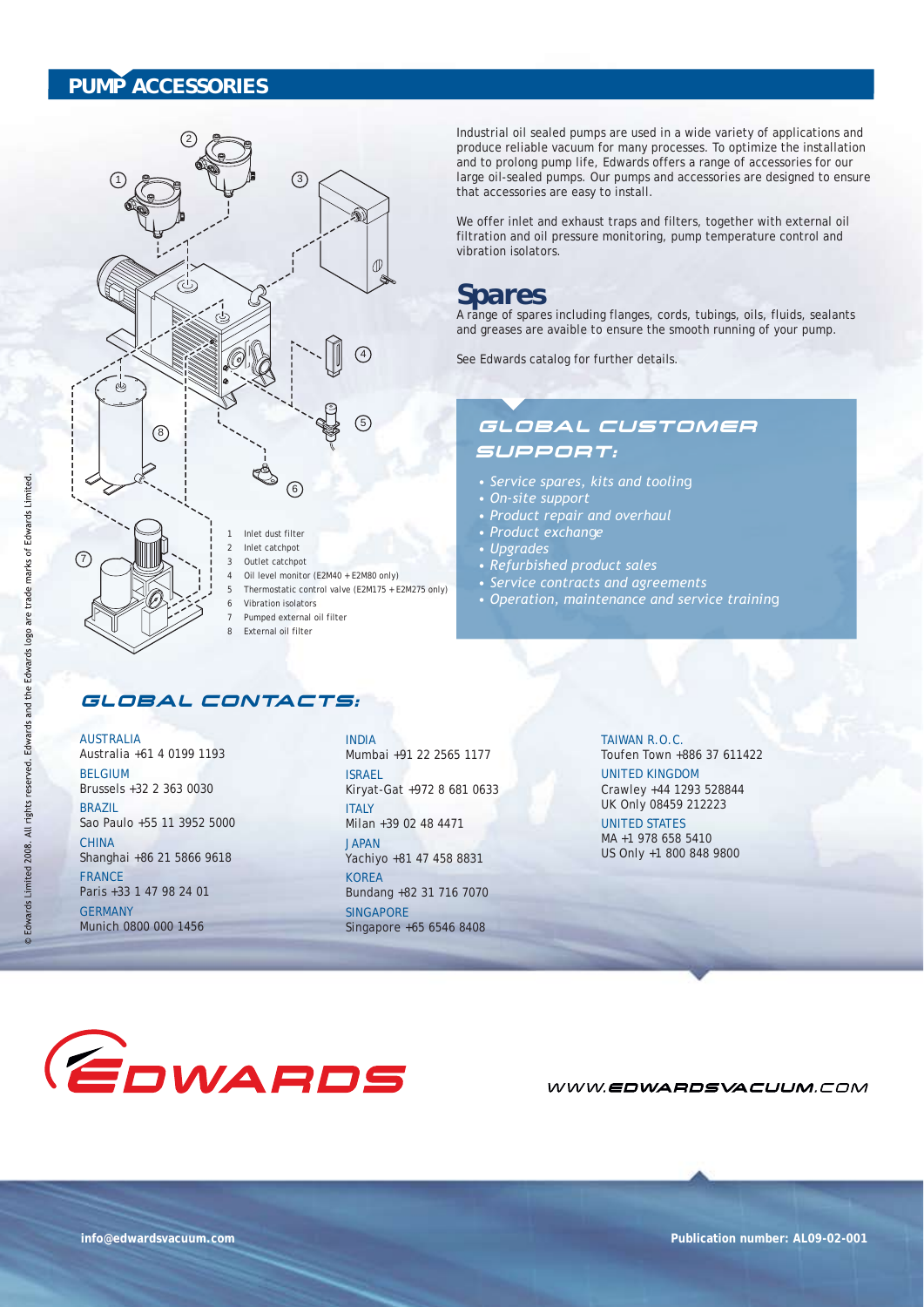## PUMP ACCESSORIES

1 Inlet dust filter
2 Inlet catchpot
3 Outlet catchpot
4 Oil level monitor (E2M40 + E2M80 only)
5 Thermostatic control valve (E2M175 + E2M275 only)
6 Vibration isolators
7 Pumped external oil filter
8 External oil filter

Industrial oil sealed pumps are used in a wide variety of applications and produce reliable vacuum for many processes. To optimize the installation and to prolong pump life, Edwards offers a range of accessories for our large oil-sealed pumps. Our pumps and accessories are designed to ensure that accessories are easy to install.

We offer inlet and exhaust traps and filters, together with external oil filtration and oil pressure monitoring, pump temperature control and vibration isolators.

## Spares

A range of spares including flanges, cords, tubings, oils, fluids, sealants and greases are avaible to ensure the smooth running of your pump.

See Edwards catalog for further details.

### GLOBAL CUSTOMER SUPPORT:

- *Service spares, kits and tooling*
- *On-site support*
- *Product repair and overhaul*
- *Product exchange*
- *Upgrades*
- *Refurbished product sales*
- *Service contracts and agreements*
- *Operation, maintenance and service training*

### GLOBAL CONTACTS:

AUSTRALIA
Australia +61 4 0199 1193

BELGIUM
Brussels +32 2 363 0030

BRAZIL
Sao Paulo +55 11 3952 5000

CHINA
Shanghai +86 21 5866 9618

FRANCE
Paris +33 1 47 98 24 01

GERMANY
Munich 0800 000 1456

INDIA
Mumbai +91 22 2565 1177

ISRAEL
Kiryat-Gat +972 8 681 0633

ITALY
Milan +39 02 48 4471

JAPAN
Yachiyo +81 47 458 8831

KOREA
Bundang +82 31 716 7070

SINGAPORE
Singapore +65 6546 8408

TAIWAN R.O.C.
Toufen Town +886 37 611422

UNITED KINGDOM
Crawley +44 1293 528844
UK Only 08459 212223

UNITED STATES
MA +1 978 658 5410
US Only +1 800 848 9800

EDWARDS

WWW.EDWARDSVACUUM.COM

© Edwards Limited 2008. All rights reserved. Edwards and the Edwards logo are trade marks of Edwards Limited.

info@edwardsvacuum.com

Publication number: AL09-02-001